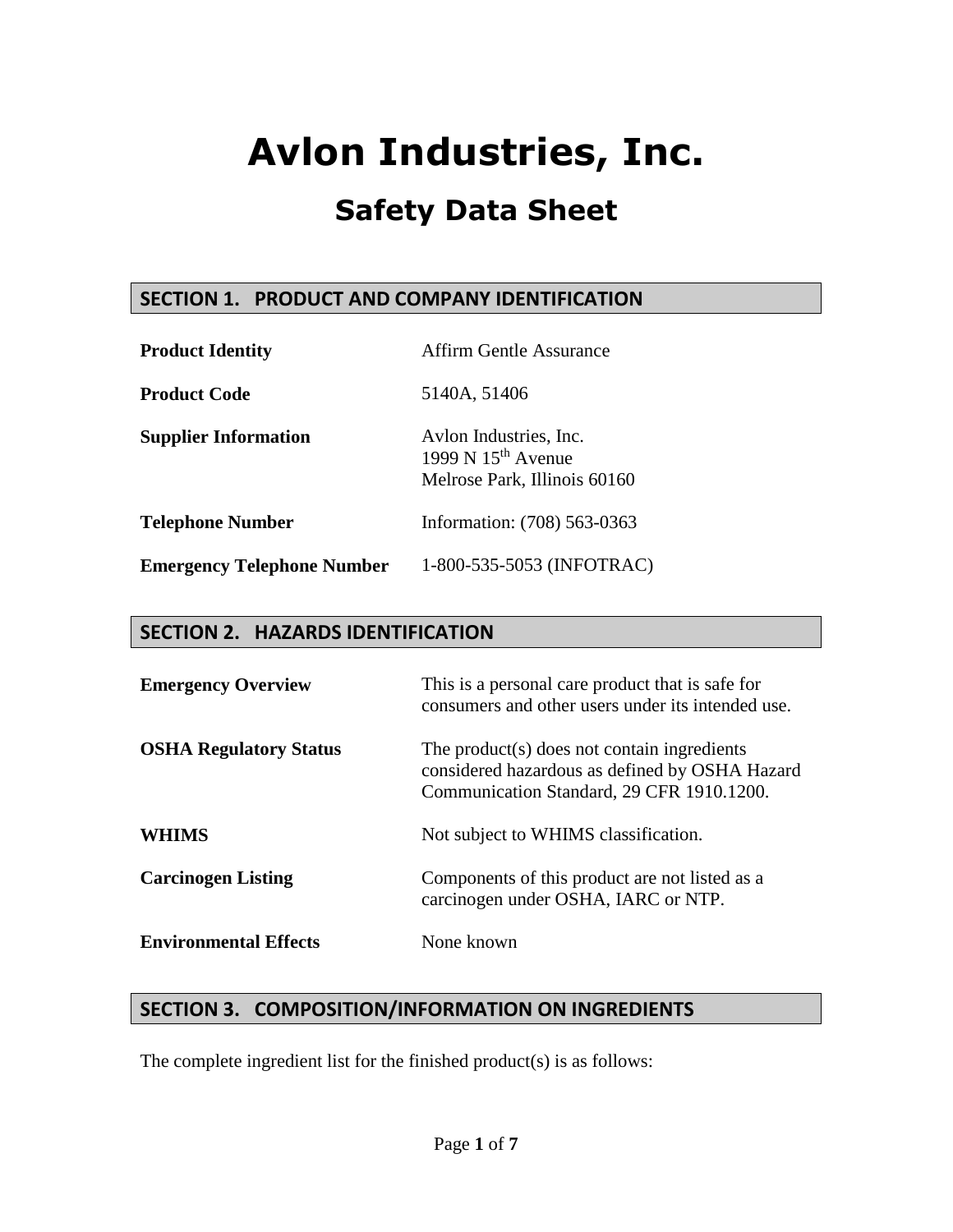# Avlon Industries, Inc.

## Safety Data Sheet

## SECTION 1. PRODUCT AND COMPANY IDENTIFICATION

| | |
|---|---|
| **Product Identity** | Affirm Gentle Assurance |
| **Product Code** | 5140A, 51406 |
| **Supplier Information** | Avlon Industries, Inc.<br>1999 N 15th Avenue<br>Melrose Park, Illinois 60160 |
| **Telephone Number** | Information: (708) 563-0363 |
| **Emergency Telephone Number** | 1-800-535-5053 (INFOTRAC) |

## SECTION 2. HAZARDS IDENTIFICATION

| | |
|---|---|
| **Emergency Overview** | This is a personal care product that is safe for consumers and other users under its intended use. |
| **OSHA Regulatory Status** | The product(s) does not contain ingredients considered hazardous as defined by OSHA Hazard Communication Standard, 29 CFR 1910.1200. |
| **WHIMS** | Not subject to WHIMS classification. |
| **Carcinogen Listing** | Components of this product are not listed as a carcinogen under OSHA, IARC or NTP. |
| **Environmental Effects** | None known |

## SECTION 3. COMPOSITION/INFORMATION ON INGREDIENTS

The complete ingredient list for the finished product(s) is as follows: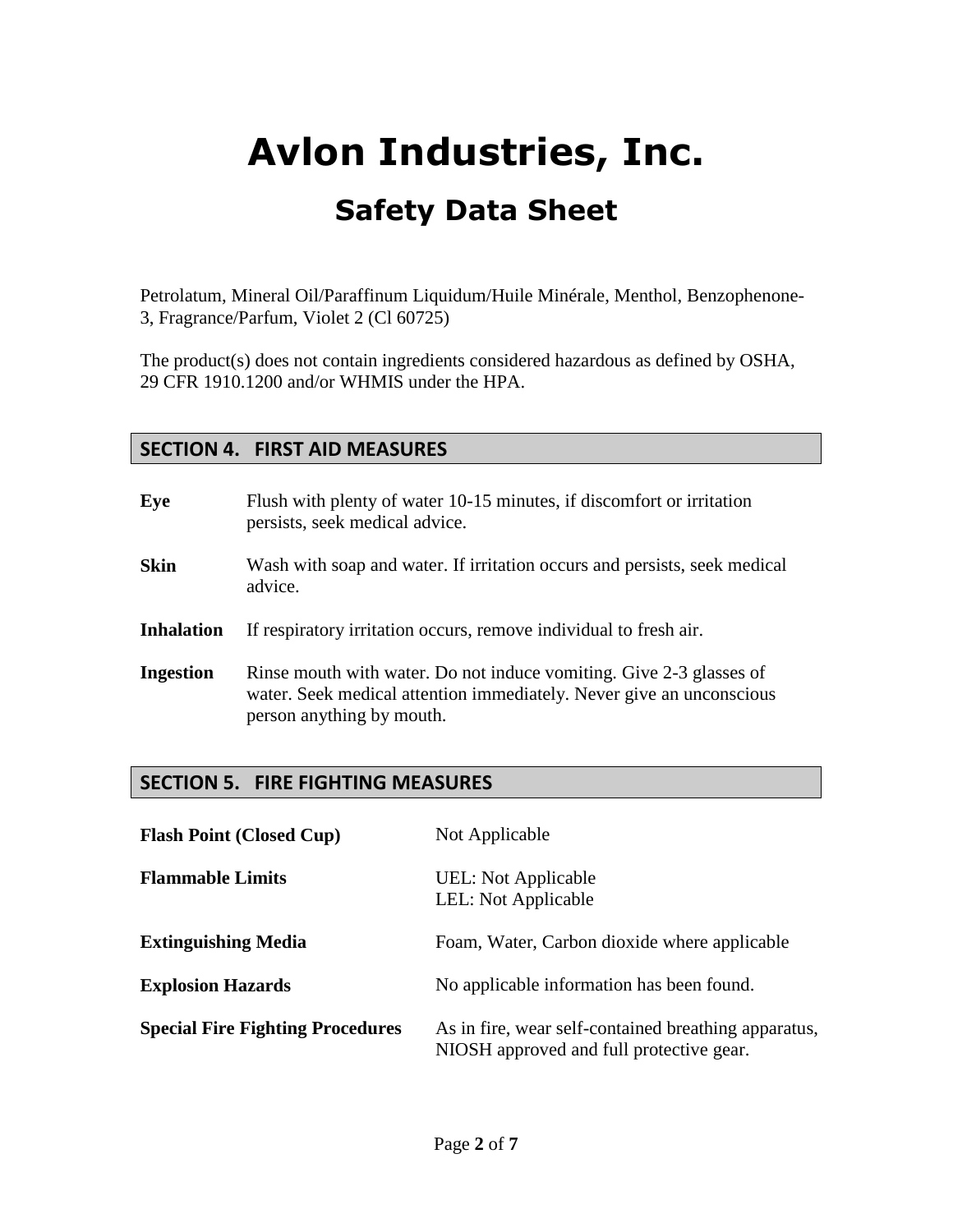# Avlon Industries, Inc.

## Safety Data Sheet

Petrolatum, Mineral Oil/Paraffinum Liquidum/Huile Minérale, Menthol, Benzophenone-3, Fragrance/Parfum, Violet 2 (Cl 60725)

The product(s) does not contain ingredients considered hazardous as defined by OSHA, 29 CFR 1910.1200 and/or WHMIS under the HPA.

## SECTION 4. FIRST AID MEASURES

**Eye** Flush with plenty of water 10-15 minutes, if discomfort or irritation persists, seek medical advice.

**Skin** Wash with soap and water. If irritation occurs and persists, seek medical advice.

**Inhalation** If respiratory irritation occurs, remove individual to fresh air.

**Ingestion** Rinse mouth with water. Do not induce vomiting. Give 2-3 glasses of water. Seek medical attention immediately. Never give an unconscious person anything by mouth.

## SECTION 5. FIRE FIGHTING MEASURES

**Flash Point (Closed Cup)** Not Applicable

**Flammable Limits** UEL: Not Applicable
LEL: Not Applicable

**Extinguishing Media** Foam, Water, Carbon dioxide where applicable

**Explosion Hazards** No applicable information has been found.

**Special Fire Fighting Procedures** As in fire, wear self-contained breathing apparatus, NIOSH approved and full protective gear.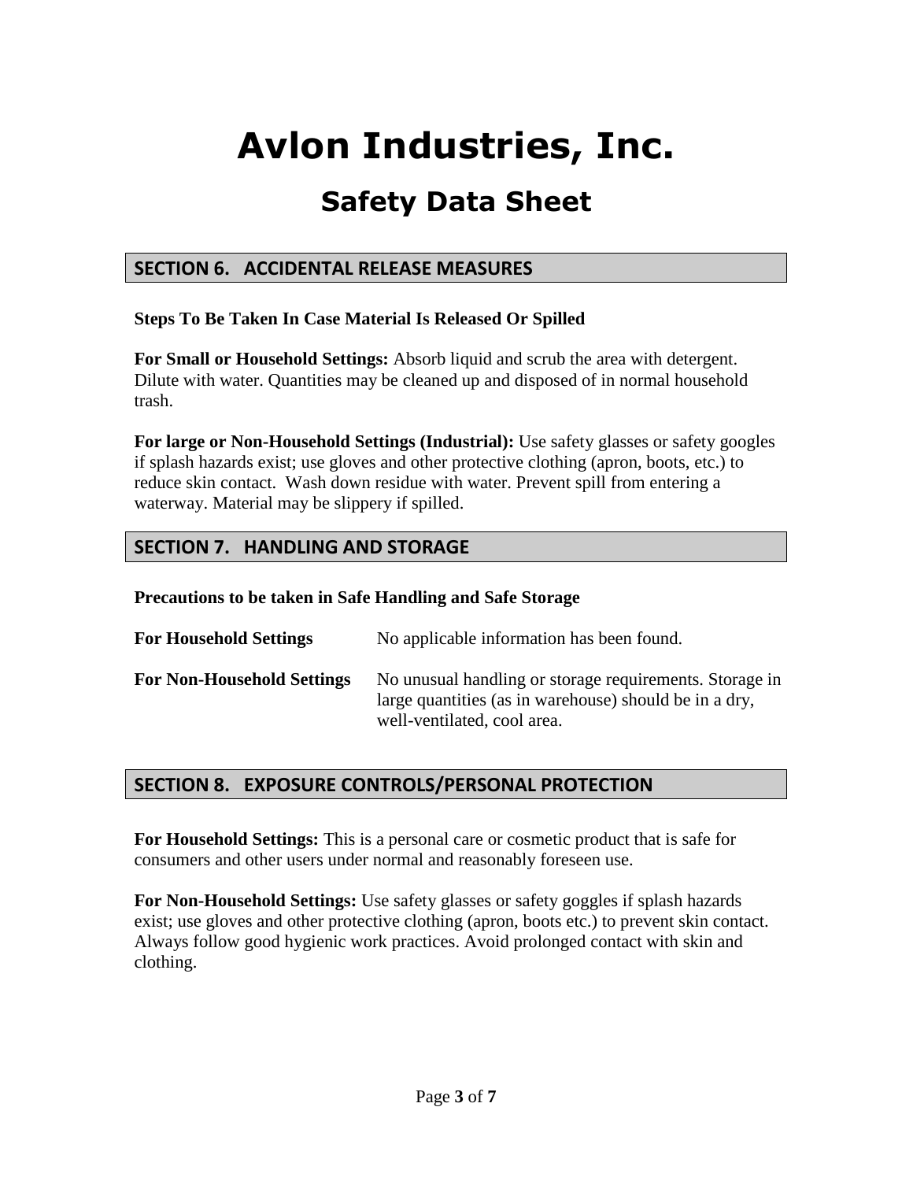# Avlon Industries, Inc.

## Safety Data Sheet

### SECTION 6. ACCIDENTAL RELEASE MEASURES

**Steps To Be Taken In Case Material Is Released Or Spilled**

**For Small or Household Settings:** Absorb liquid and scrub the area with detergent. Dilute with water. Quantities may be cleaned up and disposed of in normal household trash.

**For large or Non-Household Settings (Industrial):** Use safety glasses or safety googles if splash hazards exist; use gloves and other protective clothing (apron, boots, etc.) to reduce skin contact. Wash down residue with water. Prevent spill from entering a waterway. Material may be slippery if spilled.

### SECTION 7. HANDLING AND STORAGE

**Precautions to be taken in Safe Handling and Safe Storage**

| | |
|---|---|
| **For Household Settings** | No applicable information has been found. |
| **For Non-Household Settings** | No unusual handling or storage requirements. Storage in large quantities (as in warehouse) should be in a dry, well-ventilated, cool area. |

### SECTION 8. EXPOSURE CONTROLS/PERSONAL PROTECTION

**For Household Settings:** This is a personal care or cosmetic product that is safe for consumers and other users under normal and reasonably foreseen use.

**For Non-Household Settings:** Use safety glasses or safety goggles if splash hazards exist; use gloves and other protective clothing (apron, boots etc.) to prevent skin contact. Always follow good hygienic work practices. Avoid prolonged contact with skin and clothing.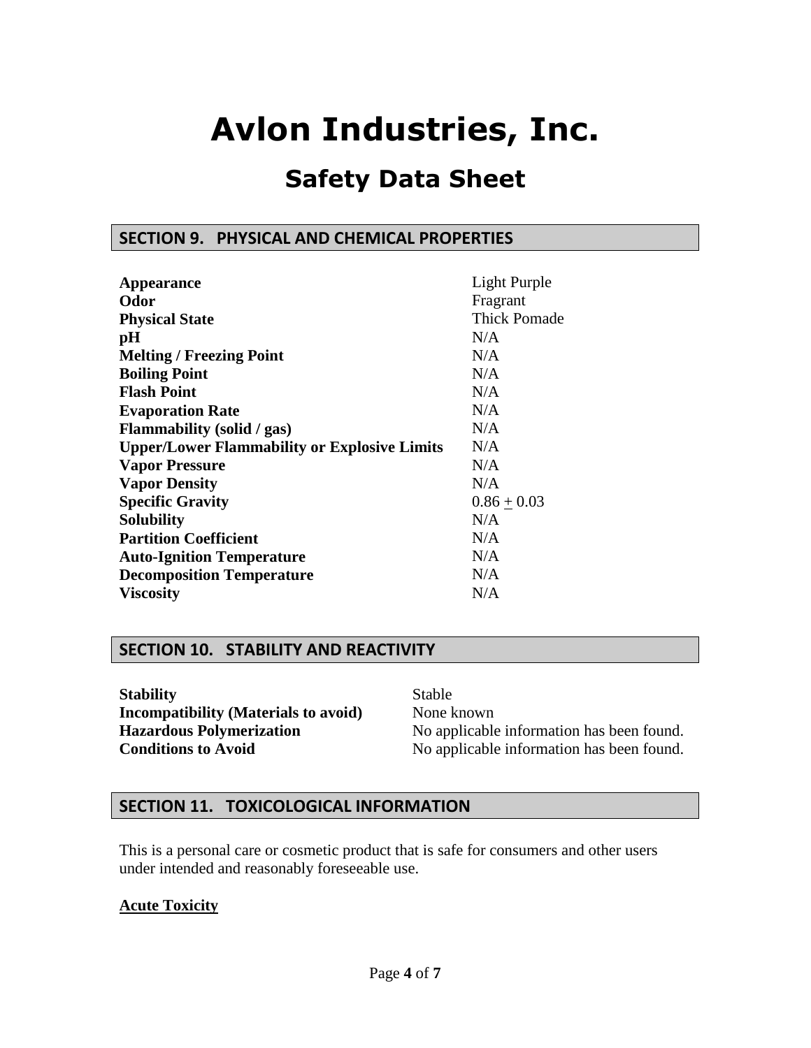# Avlon Industries, Inc.

## Safety Data Sheet

### SECTION 9. PHYSICAL AND CHEMICAL PROPERTIES

| | |
|---|---|
| **Appearance** | Light Purple |
| **Odor** | Fragrant |
| **Physical State** | Thick Pomade |
| **pH** | N/A |
| **Melting / Freezing Point** | N/A |
| **Boiling Point** | N/A |
| **Flash Point** | N/A |
| **Evaporation Rate** | N/A |
| **Flammability (solid / gas)** | N/A |
| **Upper/Lower Flammability or Explosive Limits** | N/A |
| **Vapor Pressure** | N/A |
| **Vapor Density** | N/A |
| **Specific Gravity** | $0.86 \pm 0.03$ |
| **Solubility** | N/A |
| **Partition Coefficient** | N/A |
| **Auto-Ignition Temperature** | N/A |
| **Decomposition Temperature** | N/A |
| **Viscosity** | N/A |

### SECTION 10. STABILITY AND REACTIVITY

| | |
|---|---|
| **Stability** | Stable |
| **Incompatibility (Materials to avoid)** | None known |
| **Hazardous Polymerization** | No applicable information has been found. |
| **Conditions to Avoid** | No applicable information has been found. |

### SECTION 11. TOXICOLOGICAL INFORMATION

This is a personal care or cosmetic product that is safe for consumers and other users under intended and reasonably foreseeable use.

**Acute Toxicity**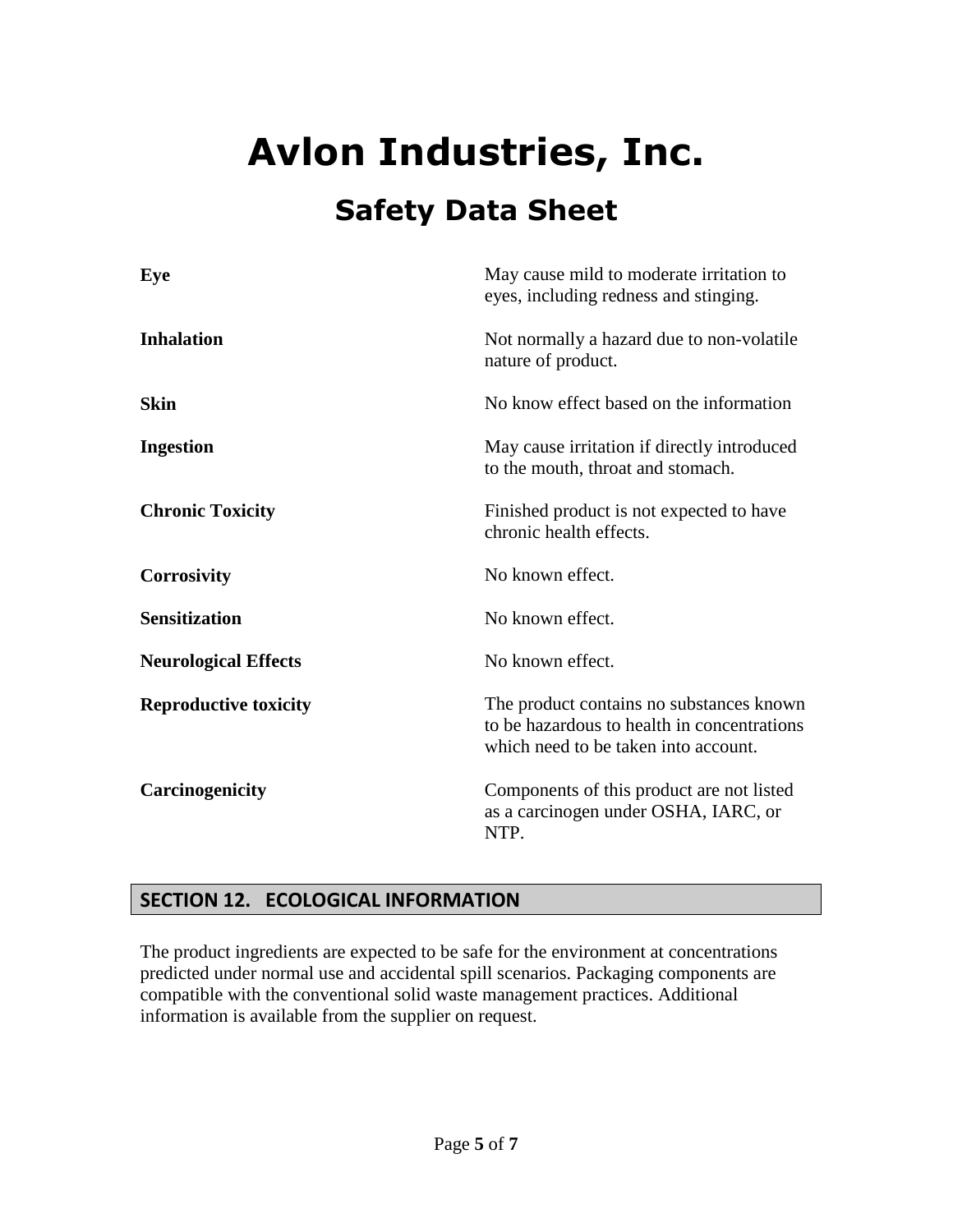# Avlon Industries, Inc.

## Safety Data Sheet

| | |
|---|---|
| **Eye** | May cause mild to moderate irritation to eyes, including redness and stinging. |
| **Inhalation** | Not normally a hazard due to non-volatile nature of product. |
| **Skin** | No know effect based on the information |
| **Ingestion** | May cause irritation if directly introduced to the mouth, throat and stomach. |
| **Chronic Toxicity** | Finished product is not expected to have chronic health effects. |
| **Corrosivity** | No known effect. |
| **Sensitization** | No known effect. |
| **Neurological Effects** | No known effect. |
| **Reproductive toxicity** | The product contains no substances known to be hazardous to health in concentrations which need to be taken into account. |
| **Carcinogenicity** | Components of this product are not listed as a carcinogen under OSHA, IARC, or NTP. |

## SECTION 12. ECOLOGICAL INFORMATION

The product ingredients are expected to be safe for the environment at concentrations predicted under normal use and accidental spill scenarios. Packaging components are compatible with the conventional solid waste management practices. Additional information is available from the supplier on request.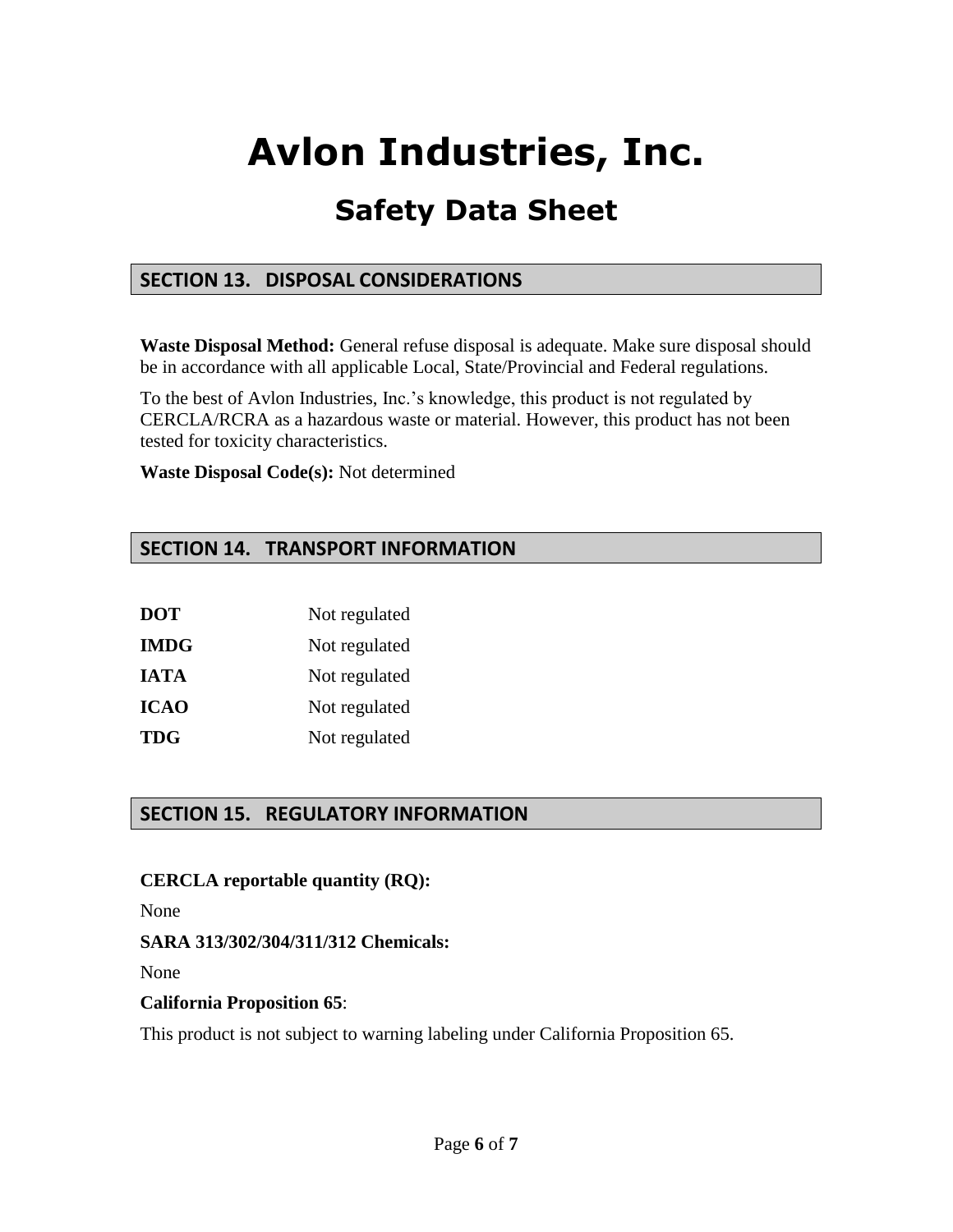# Avlon Industries, Inc.

## Safety Data Sheet

### SECTION 13. DISPOSAL CONSIDERATIONS

**Waste Disposal Method:** General refuse disposal is adequate. Make sure disposal should be in accordance with all applicable Local, State/Provincial and Federal regulations.

To the best of Avlon Industries, Inc.'s knowledge, this product is not regulated by CERCLA/RCRA as a hazardous waste or material. However, this product has not been tested for toxicity characteristics.

**Waste Disposal Code(s):** Not determined

### SECTION 14. TRANSPORT INFORMATION

| | |
|---|---|
| **DOT** | Not regulated |
| **IMDG** | Not regulated |
| **IATA** | Not regulated |
| **ICAO** | Not regulated |
| **TDG** | Not regulated |

### SECTION 15. REGULATORY INFORMATION

**CERCLA reportable quantity (RQ):**

None

**SARA 313/302/304/311/312 Chemicals:**

None

**California Proposition 65**:

This product is not subject to warning labeling under California Proposition 65.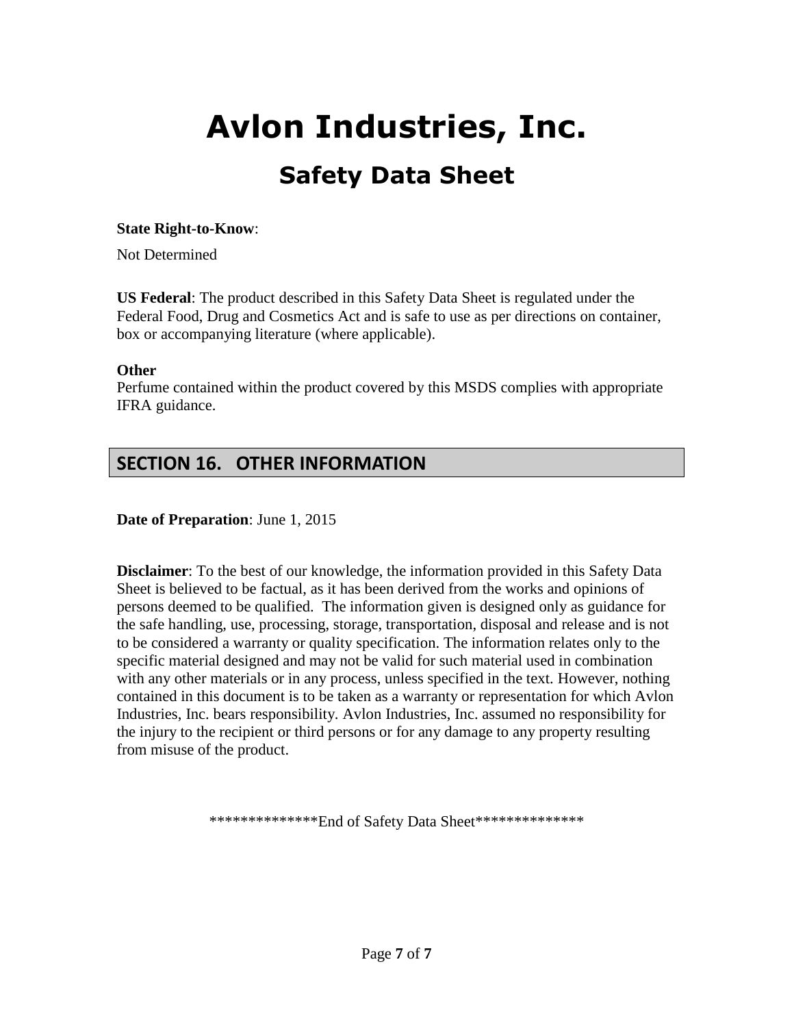# Avlon Industries, Inc.

## Safety Data Sheet

**State Right-to-Know**:

Not Determined

**US Federal**: The product described in this Safety Data Sheet is regulated under the Federal Food, Drug and Cosmetics Act and is safe to use as per directions on container, box or accompanying literature (where applicable).

**Other**
Perfume contained within the product covered by this MSDS complies with appropriate IFRA guidance.

## SECTION 16. OTHER INFORMATION

**Date of Preparation**: June 1, 2015

**Disclaimer**: To the best of our knowledge, the information provided in this Safety Data Sheet is believed to be factual, as it has been derived from the works and opinions of persons deemed to be qualified. The information given is designed only as guidance for the safe handling, use, processing, storage, transportation, disposal and release and is not to be considered a warranty or quality specification. The information relates only to the specific material designed and may not be valid for such material used in combination with any other materials or in any process, unless specified in the text. However, nothing contained in this document is to be taken as a warranty or representation for which Avlon Industries, Inc. bears responsibility. Avlon Industries, Inc. assumed no responsibility for the injury to the recipient or third persons or for any damage to any property resulting from misuse of the product.

**************End of Safety Data Sheet**************